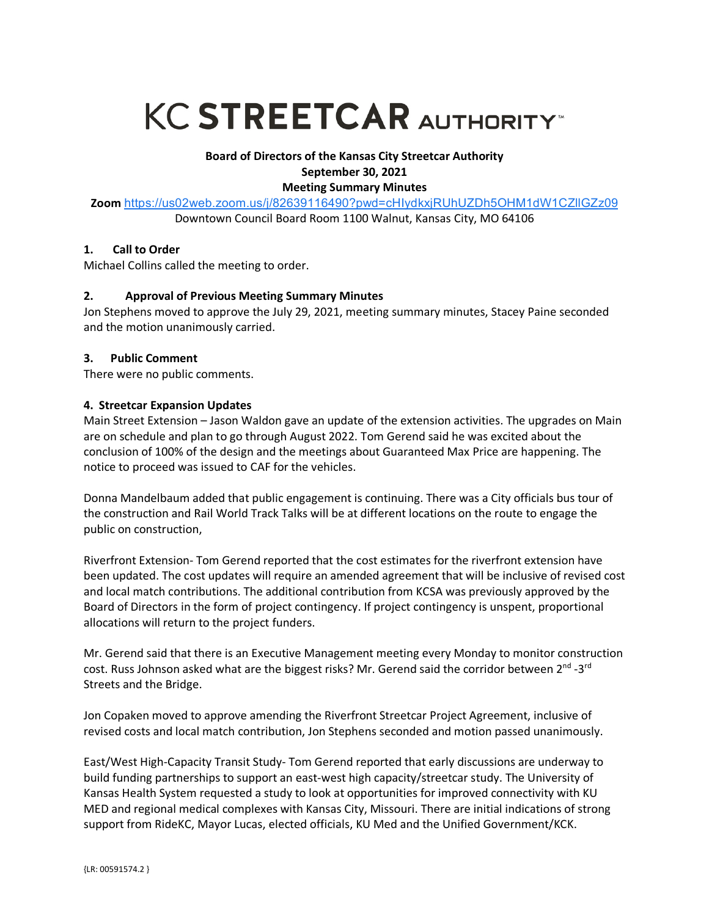# KC STREETCAR AUTHORITY™

**Board of Directors of the Kansas City Streetcar Authority**
**September 30, 2021**
**Meeting Summary Minutes**

**Zoom** https://us02web.zoom.us/j/82639116490?pwd=cHlydkxjRUhUZDh5OHM1dW1CZllGZz09
Downtown Council Board Room 1100 Walnut, Kansas City, MO 64106

### 1. Call to Order

Michael Collins called the meeting to order.

### 2. Approval of Previous Meeting Summary Minutes

Jon Stephens moved to approve the July 29, 2021, meeting summary minutes, Stacey Paine seconded and the motion unanimously carried.

### 3. Public Comment

There were no public comments.

### 4. Streetcar Expansion Updates

Main Street Extension – Jason Waldon gave an update of the extension activities. The upgrades on Main are on schedule and plan to go through August 2022. Tom Gerend said he was excited about the conclusion of 100% of the design and the meetings about Guaranteed Max Price are happening. The notice to proceed was issued to CAF for the vehicles.

Donna Mandelbaum added that public engagement is continuing. There was a City officials bus tour of the construction and Rail World Track Talks will be at different locations on the route to engage the public on construction,

Riverfront Extension- Tom Gerend reported that the cost estimates for the riverfront extension have been updated. The cost updates will require an amended agreement that will be inclusive of revised cost and local match contributions. The additional contribution from KCSA was previously approved by the Board of Directors in the form of project contingency. If project contingency is unspent, proportional allocations will return to the project funders.

Mr. Gerend said that there is an Executive Management meeting every Monday to monitor construction cost. Russ Johnson asked what are the biggest risks? Mr. Gerend said the corridor between 2nd -3rd Streets and the Bridge.

Jon Copaken moved to approve amending the Riverfront Streetcar Project Agreement, inclusive of revised costs and local match contribution, Jon Stephens seconded and motion passed unanimously.

East/West High-Capacity Transit Study- Tom Gerend reported that early discussions are underway to build funding partnerships to support an east-west high capacity/streetcar study. The University of Kansas Health System requested a study to look at opportunities for improved connectivity with KU MED and regional medical complexes with Kansas City, Missouri. There are initial indications of strong support from RideKC, Mayor Lucas, elected officials, KU Med and the Unified Government/KCK.

{LR: 00591574.2 }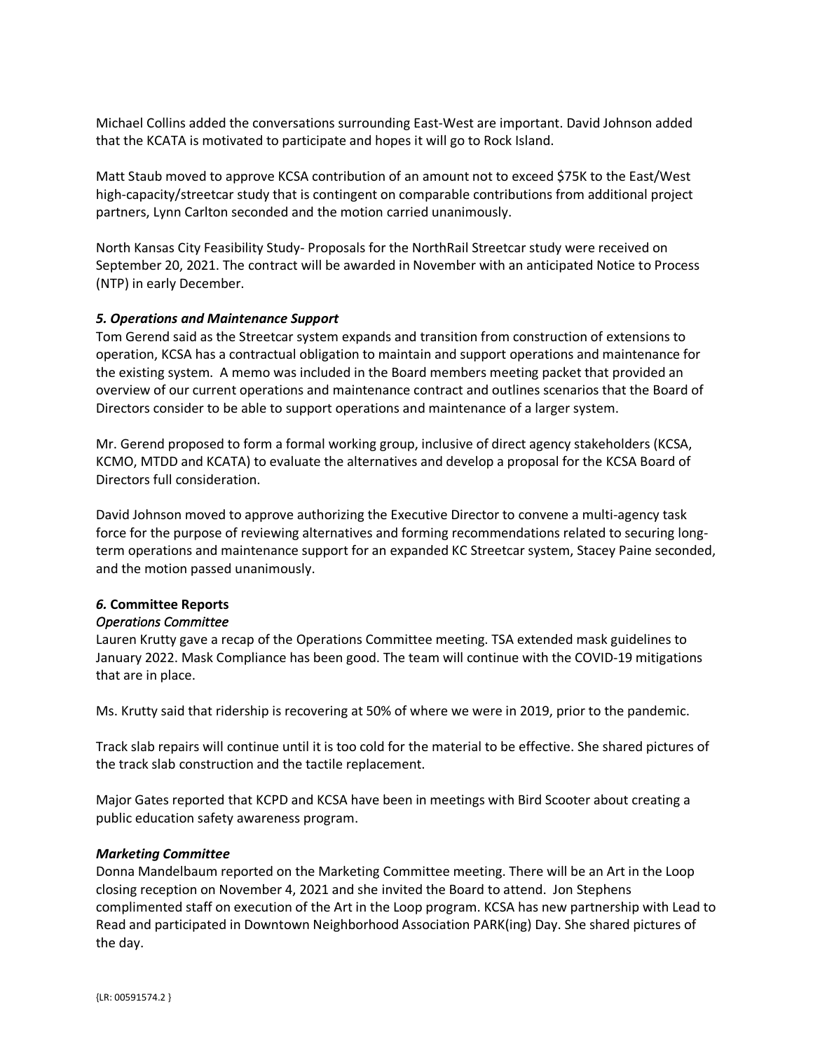Michael Collins added the conversations surrounding East-West are important. David Johnson added that the KCATA is motivated to participate and hopes it will go to Rock Island.

Matt Staub moved to approve KCSA contribution of an amount not to exceed $75K to the East/West high-capacity/streetcar study that is contingent on comparable contributions from additional project partners, Lynn Carlton seconded and the motion carried unanimously.

North Kansas City Feasibility Study- Proposals for the NorthRail Streetcar study were received on September 20, 2021. The contract will be awarded in November with an anticipated Notice to Process (NTP) in early December.

***5. Operations and Maintenance Support***

Tom Gerend said as the Streetcar system expands and transition from construction of extensions to operation, KCSA has a contractual obligation to maintain and support operations and maintenance for the existing system. A memo was included in the Board members meeting packet that provided an overview of our current operations and maintenance contract and outlines scenarios that the Board of Directors consider to be able to support operations and maintenance of a larger system.

Mr. Gerend proposed to form a formal working group, inclusive of direct agency stakeholders (KCSA, KCMO, MTDD and KCATA) to evaluate the alternatives and develop a proposal for the KCSA Board of Directors full consideration.

David Johnson moved to approve authorizing the Executive Director to convene a multi-agency task force for the purpose of reviewing alternatives and forming recommendations related to securing long-term operations and maintenance support for an expanded KC Streetcar system, Stacey Paine seconded, and the motion passed unanimously.

***6.* Committee Reports**

*Operations Committee*

Lauren Krutty gave a recap of the Operations Committee meeting. TSA extended mask guidelines to January 2022. Mask Compliance has been good. The team will continue with the COVID-19 mitigations that are in place.

Ms. Krutty said that ridership is recovering at 50% of where we were in 2019, prior to the pandemic.

Track slab repairs will continue until it is too cold for the material to be effective. She shared pictures of the track slab construction and the tactile replacement.

Major Gates reported that KCPD and KCSA have been in meetings with Bird Scooter about creating a public education safety awareness program.

***Marketing Committee***

Donna Mandelbaum reported on the Marketing Committee meeting. There will be an Art in the Loop closing reception on November 4, 2021 and she invited the Board to attend. Jon Stephens complimented staff on execution of the Art in the Loop program. KCSA has new partnership with Lead to Read and participated in Downtown Neighborhood Association PARK(ing) Day. She shared pictures of the day.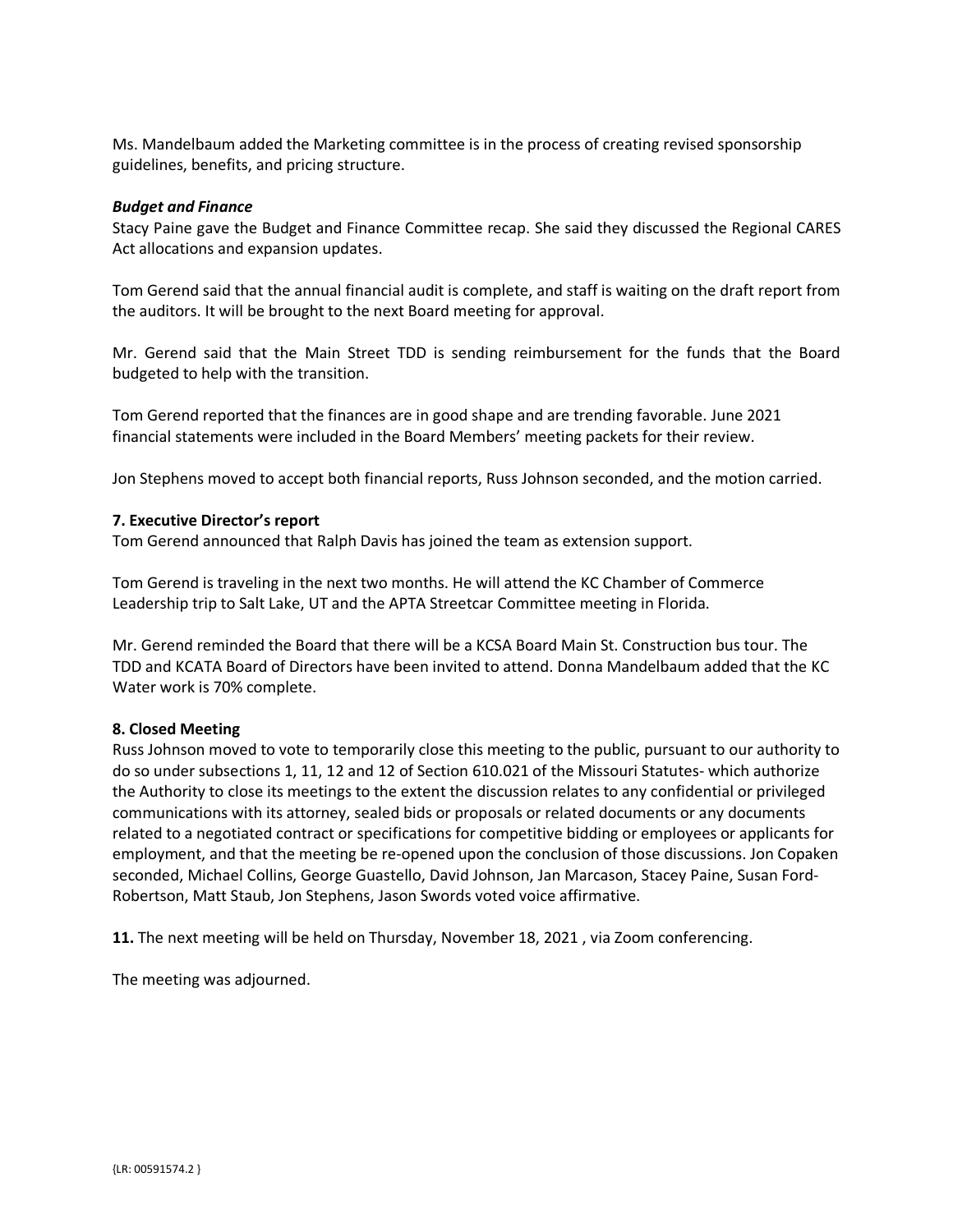Ms. Mandelbaum added the Marketing committee is in the process of creating revised sponsorship guidelines, benefits, and pricing structure.

***Budget and Finance***

Stacy Paine gave the Budget and Finance Committee recap. She said they discussed the Regional CARES Act allocations and expansion updates.

Tom Gerend said that the annual financial audit is complete, and staff is waiting on the draft report from the auditors. It will be brought to the next Board meeting for approval.

Mr. Gerend said that the Main Street TDD is sending reimbursement for the funds that the Board budgeted to help with the transition.

Tom Gerend reported that the finances are in good shape and are trending favorable. June 2021 financial statements were included in the Board Members' meeting packets for their review.

Jon Stephens moved to accept both financial reports, Russ Johnson seconded, and the motion carried.

**7. Executive Director's report**

Tom Gerend announced that Ralph Davis has joined the team as extension support.

Tom Gerend is traveling in the next two months. He will attend the KC Chamber of Commerce Leadership trip to Salt Lake, UT and the APTA Streetcar Committee meeting in Florida.

Mr. Gerend reminded the Board that there will be a KCSA Board Main St. Construction bus tour. The TDD and KCATA Board of Directors have been invited to attend. Donna Mandelbaum added that the KC Water work is 70% complete.

**8. Closed Meeting**

Russ Johnson moved to vote to temporarily close this meeting to the public, pursuant to our authority to do so under subsections 1, 11, 12 and 12 of Section 610.021 of the Missouri Statutes- which authorize the Authority to close its meetings to the extent the discussion relates to any confidential or privileged communications with its attorney, sealed bids or proposals or related documents or any documents related to a negotiated contract or specifications for competitive bidding or employees or applicants for employment, and that the meeting be re-opened upon the conclusion of those discussions. Jon Copaken seconded, Michael Collins, George Guastello, David Johnson, Jan Marcason, Stacey Paine, Susan Ford-Robertson, Matt Staub, Jon Stephens, Jason Swords voted voice affirmative.

**11.** The next meeting will be held on Thursday, November 18, 2021 , via Zoom conferencing.

The meeting was adjourned.

{LR: 00591574.2 }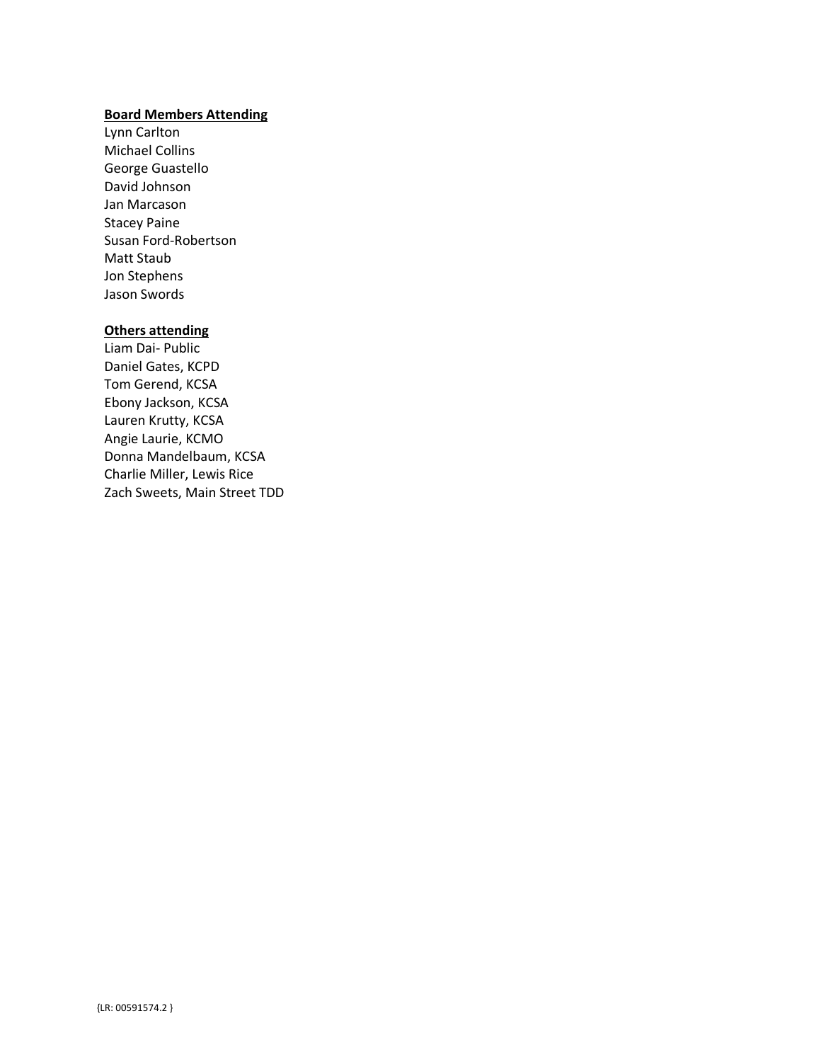**Board Members Attending**

Lynn Carlton
Michael Collins
George Guastello
David Johnson
Jan Marcason
Stacey Paine
Susan Ford-Robertson
Matt Staub
Jon Stephens
Jason Swords

**Others attending**

Liam Dai- Public
Daniel Gates, KCPD
Tom Gerend, KCSA
Ebony Jackson, KCSA
Lauren Krutty, KCSA
Angie Laurie, KCMO
Donna Mandelbaum, KCSA
Charlie Miller, Lewis Rice
Zach Sweets, Main Street TDD

{LR: 00591574.2 }